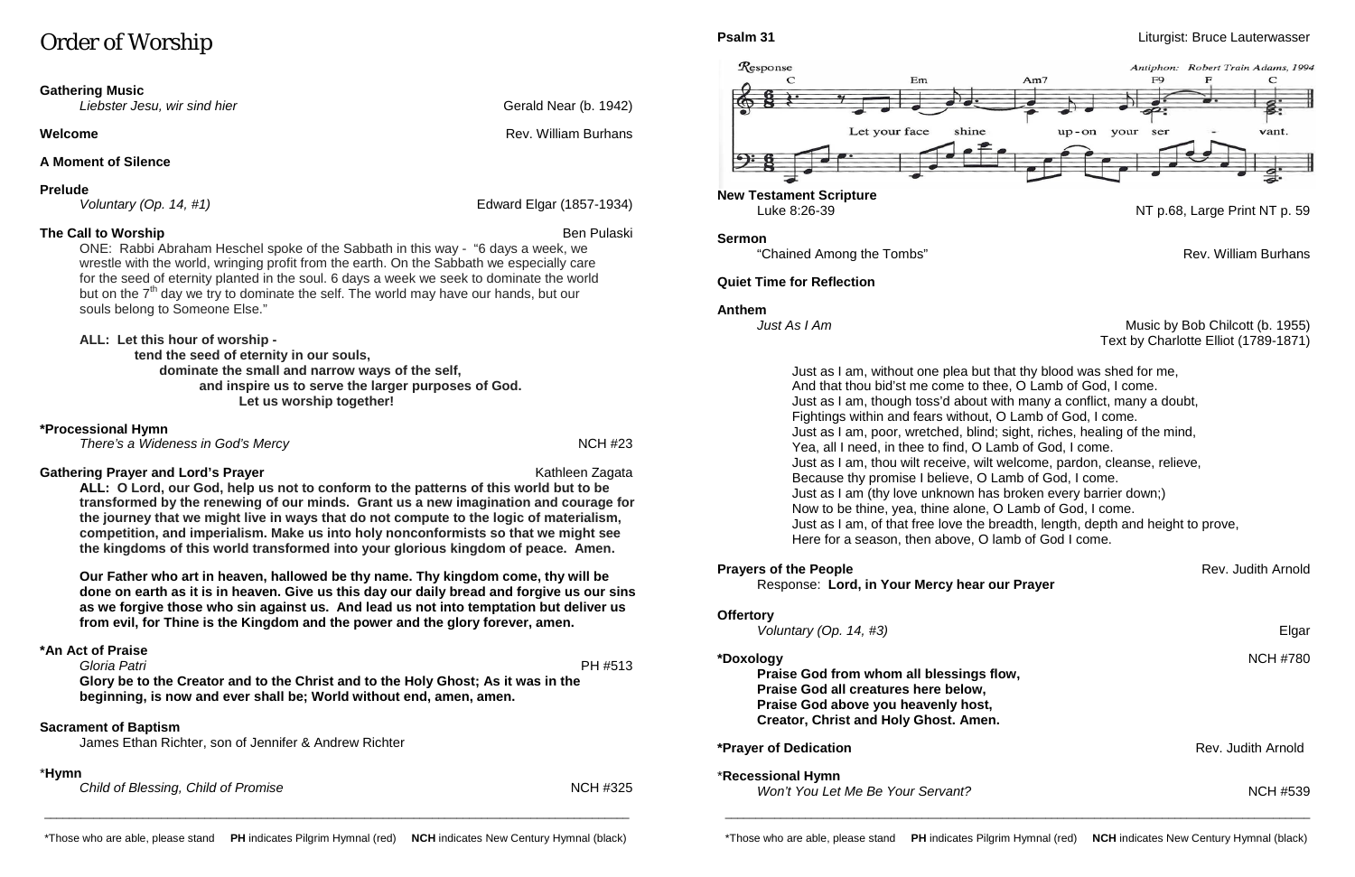# Order of Worship

**Gathering Music**
*Liebster Jesu, wir sind hier* — Gerald Near (b. 1942)

**Welcome** — Rev. William Burhans

**A Moment of Silence**

**Prelude**
*Voluntary (Op. 14, #1)* — Edward Elgar (1857-1934)

**The Call to Worship** — Ben Pulaski

ONE: Rabbi Abraham Heschel spoke of the Sabbath in this way - "6 days a week, we wrestle with the world, wringing profit from the earth. On the Sabbath we especially care for the seed of eternity planted in the soul. 6 days a week we seek to dominate the world but on the 7th day we try to dominate the self. The world may have our hands, but our souls belong to Someone Else."

**ALL: Let this hour of worship -**
**tend the seed of eternity in our souls,**
**dominate the small and narrow ways of the self,**
**and inspire us to serve the larger purposes of God.**
**Let us worship together!**

**\*Processional Hymn**
*There's a Wideness in God's Mercy* — NCH #23

**Gathering Prayer and Lord's Prayer** — Kathleen Zagata

**ALL: O Lord, our God, help us not to conform to the patterns of this world but to be transformed by the renewing of our minds. Grant us a new imagination and courage for the journey that we might live in ways that do not compute to the logic of materialism, competition, and imperialism. Make us into holy nonconformists so that we might see the kingdoms of this world transformed into your glorious kingdom of peace. Amen.**

**Our Father who art in heaven, hallowed be thy name. Thy kingdom come, thy will be done on earth as it is in heaven. Give us this day our daily bread and forgive us our sins as we forgive those who sin against us. And lead us not into temptation but deliver us from evil, for Thine is the Kingdom and the power and the glory forever, amen.**

**\*An Act of Praise**
*Gloria Patri* — PH #513

**Glory be to the Creator and to the Christ and to the Holy Ghost; As it was in the beginning, is now and ever shall be; World without end, amen, amen.**

**Sacrament of Baptism**
James Ethan Richter, son of Jennifer & Andrew Richter

**\*Hymn**
*Child of Blessing, Child of Promise* — NCH #325

**Psalm 31** — Liturgist: Bruce Lauterwasser

Response: Let your face shine upon your servant. (Antiphon: Robert Train Adams, 1994)

**New Testament Scripture**
Luke 8:26-39 — NT p.68, Large Print NT p. 59

**Sermon**
"Chained Among the Tombs" — Rev. William Burhans

**Quiet Time for Reflection**

**Anthem**
*Just As I Am* — Music by Bob Chilcott (b. 1955), Text by Charlotte Elliot (1789-1871)

Just as I am, without one plea but that thy blood was shed for me,
And that thou bid'st me come to thee, O Lamb of God, I come.
Just as I am, though toss'd about with many a conflict, many a doubt,
Fightings within and fears without, O Lamb of God, I come.
Just as I am, poor, wretched, blind; sight, riches, healing of the mind,
Yea, all I need, in thee to find, O Lamb of God, I come.
Just as I am, thou wilt receive, wilt welcome, pardon, cleanse, relieve,
Because thy promise I believe, O Lamb of God, I come.
Just as I am (thy love unknown has broken every barrier down;)
Now to be thine, yea, thine alone, O Lamb of God, I come.
Just as I am, of that free love the breadth, length, depth and height to prove,
Here for a season, then above, O lamb of God I come.

**Prayers of the People** — Rev. Judith Arnold
Response: **Lord, in Your Mercy hear our Prayer**

**Offertory**
*Voluntary (Op. 14, #3)* — Elgar

**\*Doxology** — NCH #780

**Praise God from whom all blessings flow,**
**Praise God all creatures here below,**
**Praise God above you heavenly host,**
**Creator, Christ and Holy Ghost. Amen.**

**\*Prayer of Dedication** — Rev. Judith Arnold

**\*Recessional Hymn**
*Won't You Let Me Be Your Servant?* — NCH #539

\*Those who are able, please stand **PH** indicates Pilgrim Hymnal (red) **NCH** indicates New Century Hymnal (black)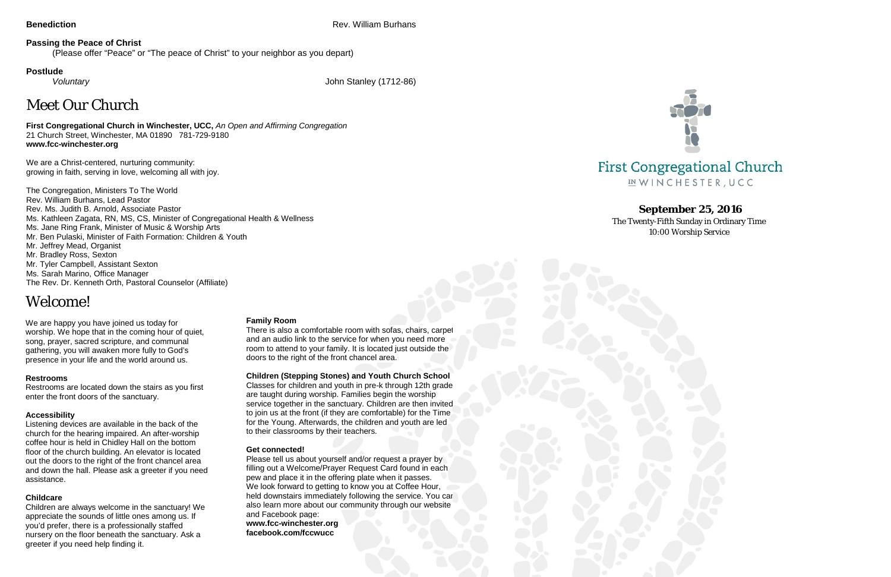**Benediction** Rev. William Burhans

**Passing the Peace of Christ**

(Please offer "Peace" or "The peace of Christ" to your neighbor as you depart)

**Postlude**

*Voluntary* John Stanley (1712-86)

# Meet Our Church

**First Congregational Church in Winchester, UCC,** *An Open and Affirming Congregation*
21 Church Street, Winchester, MA 01890 781-729-9180
**www.fcc-winchester.org**

We are a Christ-centered, nurturing community:
growing in faith, serving in love, welcoming all with joy.

The Congregation, Ministers To The World
Rev. William Burhans, Lead Pastor
Rev. Ms. Judith B. Arnold, Associate Pastor
Ms. Kathleen Zagata, RN, MS, CS, Minister of Congregational Health & Wellness
Ms. Jane Ring Frank, Minister of Music & Worship Arts
Mr. Ben Pulaski, Minister of Faith Formation: Children & Youth
Mr. Jeffrey Mead, Organist
Mr. Bradley Ross, Sexton
Mr. Tyler Campbell, Assistant Sexton
Ms. Sarah Marino, Office Manager
The Rev. Dr. Kenneth Orth, Pastoral Counselor (Affiliate)

# Welcome!

We are happy you have joined us today for worship. We hope that in the coming hour of quiet, song, prayer, sacred scripture, and communal gathering, you will awaken more fully to God's presence in your life and the world around us.

**Restrooms**

Restrooms are located down the stairs as you first enter the front doors of the sanctuary.

**Accessibility**

Listening devices are available in the back of the church for the hearing impaired. An after-worship coffee hour is held in Chidley Hall on the bottom floor of the church building. An elevator is located out the doors to the right of the front chancel area and down the hall. Please ask a greeter if you need assistance.

**Childcare**

Children are always welcome in the sanctuary! We appreciate the sounds of little ones among us. If you'd prefer, there is a professionally staffed nursery on the floor beneath the sanctuary. Ask a greeter if you need help finding it.

**Family Room**

There is also a comfortable room with sofas, chairs, carpet and an audio link to the service for when you need more room to attend to your family. It is located just outside the doors to the right of the front chancel area.

**Children (Stepping Stones) and Youth Church School**

Classes for children and youth in pre-k through 12th grade are taught during worship. Families begin the worship service together in the sanctuary. Children are then invited to join us at the front (if they are comfortable) for the Time for the Young. Afterwards, the children and youth are led to their classrooms by their teachers.

**Get connected!**

Please tell us about yourself and/or request a prayer by filling out a Welcome/Prayer Request Card found in each pew and place it in the offering plate when it passes. We look forward to getting to know you at Coffee Hour, held downstairs immediately following the service. You can also learn more about our community through our website and Facebook page:
**www.fcc-winchester.org**
**facebook.com/fccwucc**

First Congregational Church
IN WINCHESTER, UCC

**September 25, 2016**
The Twenty-Fifth Sunday in Ordinary Time
10:00 Worship Service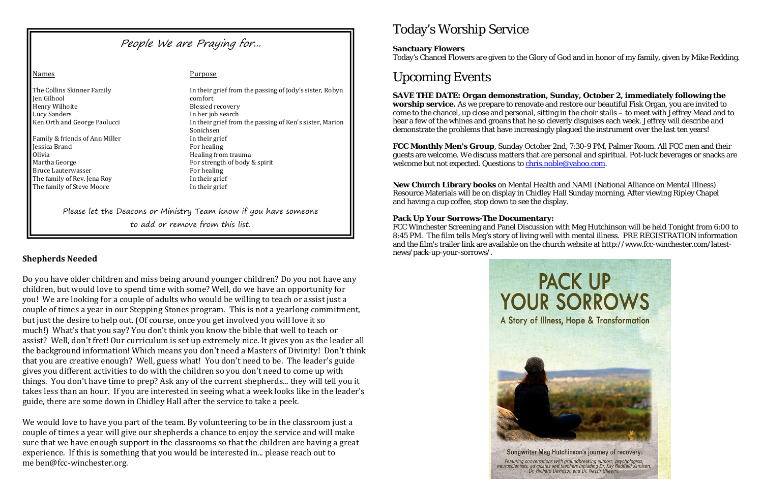## People We are Praying for...

| Names | Purpose |
|---|---|
| The Collins Skinner Family | In their grief from the passing of Jody's sister, Robyn |
| Jen Gilhool | comfort |
| Henry Wilhoite | Blessed recovery |
| Lucy Sanders | In her job search |
| Ken Orth and George Paolucci | In their grief from the passing of Ken's sister, Marion Sonichsen |
| Family & friends of Ann Miller | In their grief |
| Jessica Brand | For healing |
| Olivia | Healing from trauma |
| Martha George | For strength of body & spirit |
| Bruce Lauterwasser | For healing |
| The family of Rev. Jena Roy | In their grief |
| The family of Steve Moore | In their grief |

Please let the Deacons or Ministry Team know if you have someone to add or remove from this list.

### Shepherds Needed

Do you have older children and miss being around younger children? Do you not have any children, but would love to spend time with some? Well, do we have an opportunity for you! We are looking for a couple of adults who would be willing to teach or assist just a couple of times a year in our Stepping Stones program. This is not a yearlong commitment, but just the desire to help out. (Of course, once you get involved you will love it so much!) What's that you say? You don't think you know the bible that well to teach or assist? Well, don't fret! Our curriculum is set up extremely nice. It gives you as the leader all the background information! Which means you don't need a Masters of Divinity! Don't think that you are creative enough? Well, guess what! You don't need to be. The leader's guide gives you different activities to do with the children so you don't need to come up with things. You don't have time to prep? Ask any of the current shepherds... they will tell you it takes less than an hour. If you are interested in seeing what a week looks like in the leader's guide, there are some down in Chidley Hall after the service to take a peek.

We would love to have you part of the team. By volunteering to be in the classroom just a couple of times a year will give our shepherds a chance to enjoy the service and will make sure that we have enough support in the classrooms so that the children are having a great experience. If this is something that you would be interested in... please reach out to me ben@fcc-winchester.org.

# Today's Worship Service

**Sanctuary Flowers**
Today's Chancel Flowers are given to the Glory of God and in honor of my family, given by Mike Redding.

# Upcoming Events

**SAVE THE DATE: Organ demonstration, Sunday, October 2, immediately following the worship service.** As we prepare to renovate and restore our beautiful Fisk Organ, you are invited to come to the chancel, up close and personal, sitting in the choir stalls – to meet with Jeffrey Mead and to hear a few of the whines and groans that he so cleverly disguises each week. Jeffrey will describe and demonstrate the problems that have increasingly plagued the instrument over the last ten years!

**FCC Monthly Men's Group**, Sunday October 2nd, 7:30-9 PM, Palmer Room. All FCC men and their guests are welcome. We discuss matters that are personal and spiritual. Pot-luck beverages or snacks are welcome but not expected. Questions to chris.noble@yahoo.com.

**New Church Library books** on Mental Health and NAMI (National Alliance on Mental Illness) Resource Materials will be on display in Chidley Hall Sunday morning. After viewing Ripley Chapel and having a cup coffee, stop down to see the display.

**Pack Up Your Sorrows-The Documentary:**
FCC Winchester Screening and Panel Discussion with Meg Hutchinson will be held Tonight from 6:00 to 8:45 PM. The film tells Meg's story of living well with mental illness. PRE REGISTRATION information and the film's trailer link are available on the church website at http://www.fcc-winchester.com/latest-news/pack-up-your-sorrows/.

PACK UP YOUR SORROWS
A Story of Illness, Hope & Transformation

Songwriter Meg Hutchinson's journey of recovery.

*Featuring conversations with groundbreaking authors, psychologists, neuroscientists, advocates and teachers including Dr. Kay Redfield Jamison, Dr. Richard Davidson and Dr. Nassir Ghaemi.*